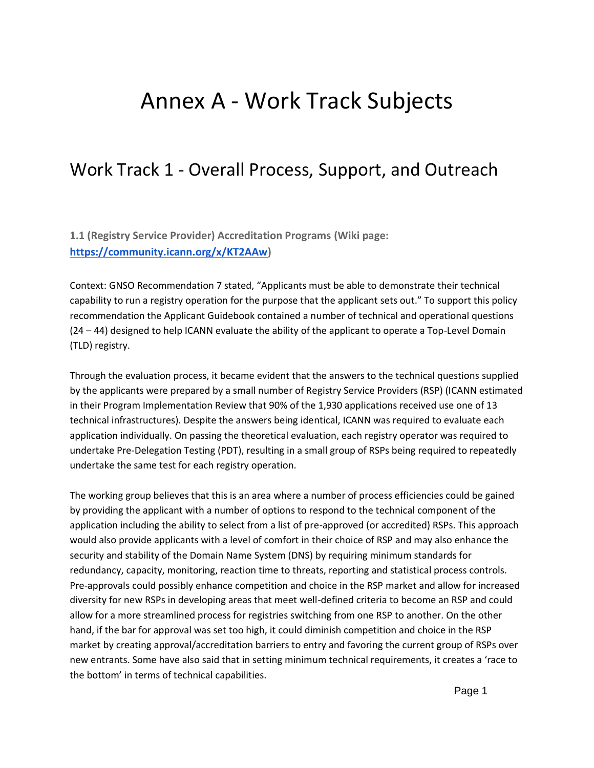# Annex A - Work Track Subjects

## Work Track 1 - Overall Process, Support, and Outreach

### 1.1 (Registry Service Provider) Accreditation Programs (Wiki page: [https://community.icann.org/x/KT2AAw](https://community.icann.org/x/KT2AAw))

Context: GNSO Recommendation 7 stated, "Applicants must be able to demonstrate their technical capability to run a registry operation for the purpose that the applicant sets out." To support this policy recommendation the Applicant Guidebook contained a number of technical and operational questions (24 – 44) designed to help ICANN evaluate the ability of the applicant to operate a Top-Level Domain (TLD) registry.

Through the evaluation process, it became evident that the answers to the technical questions supplied by the applicants were prepared by a small number of Registry Service Providers (RSP) (ICANN estimated in their Program Implementation Review that 90% of the 1,930 applications received use one of 13 technical infrastructures). Despite the answers being identical, ICANN was required to evaluate each application individually. On passing the theoretical evaluation, each registry operator was required to undertake Pre-Delegation Testing (PDT), resulting in a small group of RSPs being required to repeatedly undertake the same test for each registry operation.

The working group believes that this is an area where a number of process efficiencies could be gained by providing the applicant with a number of options to respond to the technical component of the application including the ability to select from a list of pre-approved (or accredited) RSPs. This approach would also provide applicants with a level of comfort in their choice of RSP and may also enhance the security and stability of the Domain Name System (DNS) by requiring minimum standards for redundancy, capacity, monitoring, reaction time to threats, reporting and statistical process controls. Pre-approvals could possibly enhance competition and choice in the RSP market and allow for increased diversity for new RSPs in developing areas that meet well-defined criteria to become an RSP and could allow for a more streamlined process for registries switching from one RSP to another. On the other hand, if the bar for approval was set too high, it could diminish competition and choice in the RSP market by creating approval/accreditation barriers to entry and favoring the current group of RSPs over new entrants. Some have also said that in setting minimum technical requirements, it creates a 'race to the bottom' in terms of technical capabilities.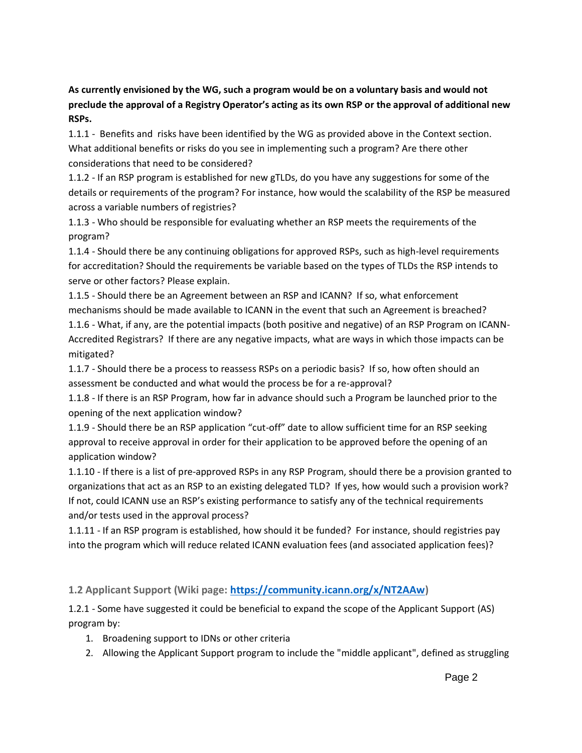**As currently envisioned by the WG, such a program would be on a voluntary basis and would not preclude the approval of a Registry Operator's acting as its own RSP or the approval of additional new RSPs.**

1.1.1 - Benefits and risks have been identified by the WG as provided above in the Context section. What additional benefits or risks do you see in implementing such a program? Are there other considerations that need to be considered?

1.1.2 - If an RSP program is established for new gTLDs, do you have any suggestions for some of the details or requirements of the program? For instance, how would the scalability of the RSP be measured across a variable numbers of registries?

1.1.3 - Who should be responsible for evaluating whether an RSP meets the requirements of the program?

1.1.4 - Should there be any continuing obligations for approved RSPs, such as high-level requirements for accreditation? Should the requirements be variable based on the types of TLDs the RSP intends to serve or other factors? Please explain.

1.1.5 - Should there be an Agreement between an RSP and ICANN? If so, what enforcement mechanisms should be made available to ICANN in the event that such an Agreement is breached?

1.1.6 - What, if any, are the potential impacts (both positive and negative) of an RSP Program on ICANN-Accredited Registrars? If there are any negative impacts, what are ways in which those impacts can be mitigated?

1.1.7 - Should there be a process to reassess RSPs on a periodic basis? If so, how often should an assessment be conducted and what would the process be for a re-approval?

1.1.8 - If there is an RSP Program, how far in advance should such a Program be launched prior to the opening of the next application window?

1.1.9 - Should there be an RSP application "cut-off" date to allow sufficient time for an RSP seeking approval to receive approval in order for their application to be approved before the opening of an application window?

1.1.10 - If there is a list of pre-approved RSPs in any RSP Program, should there be a provision granted to organizations that act as an RSP to an existing delegated TLD? If yes, how would such a provision work? If not, could ICANN use an RSP's existing performance to satisfy any of the technical requirements and/or tests used in the approval process?

1.1.11 - If an RSP program is established, how should it be funded? For instance, should registries pay into the program which will reduce related ICANN evaluation fees (and associated application fees)?

### 1.2 Applicant Support (Wiki page: [https://community.icann.org/x/NT2AAw](https://community.icann.org/x/NT2AAw))

1.2.1 - Some have suggested it could be beneficial to expand the scope of the Applicant Support (AS) program by:

1. Broadening support to IDNs or other criteria
2. Allowing the Applicant Support program to include the "middle applicant", defined as struggling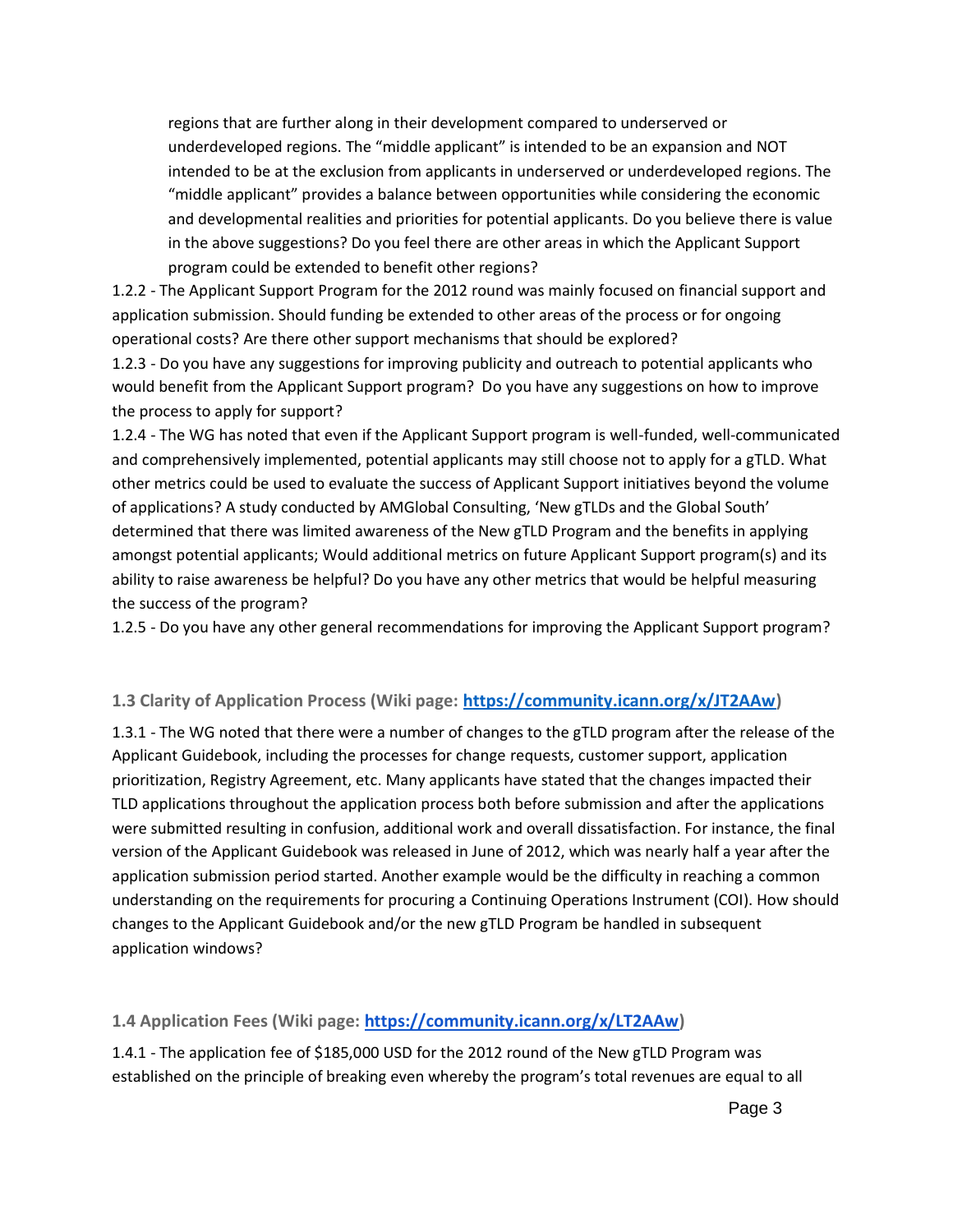regions that are further along in their development compared to underserved or underdeveloped regions. The "middle applicant" is intended to be an expansion and NOT intended to be at the exclusion from applicants in underserved or underdeveloped regions. The "middle applicant" provides a balance between opportunities while considering the economic and developmental realities and priorities for potential applicants. Do you believe there is value in the above suggestions? Do you feel there are other areas in which the Applicant Support program could be extended to benefit other regions?

1.2.2 - The Applicant Support Program for the 2012 round was mainly focused on financial support and application submission. Should funding be extended to other areas of the process or for ongoing operational costs? Are there other support mechanisms that should be explored?

1.2.3 - Do you have any suggestions for improving publicity and outreach to potential applicants who would benefit from the Applicant Support program? Do you have any suggestions on how to improve the process to apply for support?

1.2.4 - The WG has noted that even if the Applicant Support program is well-funded, well-communicated and comprehensively implemented, potential applicants may still choose not to apply for a gTLD. What other metrics could be used to evaluate the success of Applicant Support initiatives beyond the volume of applications? A study conducted by AMGlobal Consulting, 'New gTLDs and the Global South' determined that there was limited awareness of the New gTLD Program and the benefits in applying amongst potential applicants; Would additional metrics on future Applicant Support program(s) and its ability to raise awareness be helpful? Do you have any other metrics that would be helpful measuring the success of the program?

1.2.5 - Do you have any other general recommendations for improving the Applicant Support program?

### 1.3 Clarity of Application Process (Wiki page: https://community.icann.org/x/JT2AAw)

1.3.1 - The WG noted that there were a number of changes to the gTLD program after the release of the Applicant Guidebook, including the processes for change requests, customer support, application prioritization, Registry Agreement, etc. Many applicants have stated that the changes impacted their TLD applications throughout the application process both before submission and after the applications were submitted resulting in confusion, additional work and overall dissatisfaction. For instance, the final version of the Applicant Guidebook was released in June of 2012, which was nearly half a year after the application submission period started. Another example would be the difficulty in reaching a common understanding on the requirements for procuring a Continuing Operations Instrument (COI). How should changes to the Applicant Guidebook and/or the new gTLD Program be handled in subsequent application windows?

### 1.4 Application Fees (Wiki page: https://community.icann.org/x/LT2AAw)

1.4.1 - The application fee of $185,000 USD for the 2012 round of the New gTLD Program was established on the principle of breaking even whereby the program's total revenues are equal to all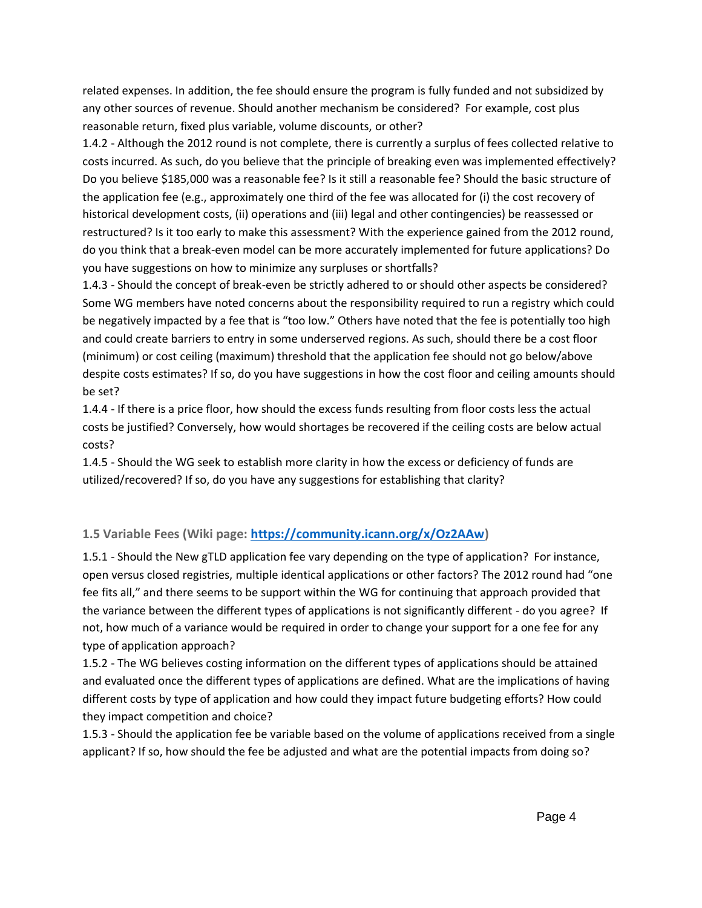related expenses. In addition, the fee should ensure the program is fully funded and not subsidized by any other sources of revenue. Should another mechanism be considered? For example, cost plus reasonable return, fixed plus variable, volume discounts, or other?

1.4.2 - Although the 2012 round is not complete, there is currently a surplus of fees collected relative to costs incurred. As such, do you believe that the principle of breaking even was implemented effectively? Do you believe $185,000 was a reasonable fee? Is it still a reasonable fee? Should the basic structure of the application fee (e.g., approximately one third of the fee was allocated for (i) the cost recovery of historical development costs, (ii) operations and (iii) legal and other contingencies) be reassessed or restructured? Is it too early to make this assessment? With the experience gained from the 2012 round, do you think that a break-even model can be more accurately implemented for future applications? Do you have suggestions on how to minimize any surpluses or shortfalls?

1.4.3 - Should the concept of break-even be strictly adhered to or should other aspects be considered? Some WG members have noted concerns about the responsibility required to run a registry which could be negatively impacted by a fee that is "too low." Others have noted that the fee is potentially too high and could create barriers to entry in some underserved regions. As such, should there be a cost floor (minimum) or cost ceiling (maximum) threshold that the application fee should not go below/above despite costs estimates? If so, do you have suggestions in how the cost floor and ceiling amounts should be set?

1.4.4 - If there is a price floor, how should the excess funds resulting from floor costs less the actual costs be justified? Conversely, how would shortages be recovered if the ceiling costs are below actual costs?

1.4.5 - Should the WG seek to establish more clarity in how the excess or deficiency of funds are utilized/recovered? If so, do you have any suggestions for establishing that clarity?

### 1.5 Variable Fees (Wiki page: [https://community.icann.org/x/Oz2AAw](https://community.icann.org/x/Oz2AAw))

1.5.1 - Should the New gTLD application fee vary depending on the type of application? For instance, open versus closed registries, multiple identical applications or other factors? The 2012 round had "one fee fits all," and there seems to be support within the WG for continuing that approach provided that the variance between the different types of applications is not significantly different - do you agree? If not, how much of a variance would be required in order to change your support for a one fee for any type of application approach?

1.5.2 - The WG believes costing information on the different types of applications should be attained and evaluated once the different types of applications are defined. What are the implications of having different costs by type of application and how could they impact future budgeting efforts? How could they impact competition and choice?

1.5.3 - Should the application fee be variable based on the volume of applications received from a single applicant? If so, how should the fee be adjusted and what are the potential impacts from doing so?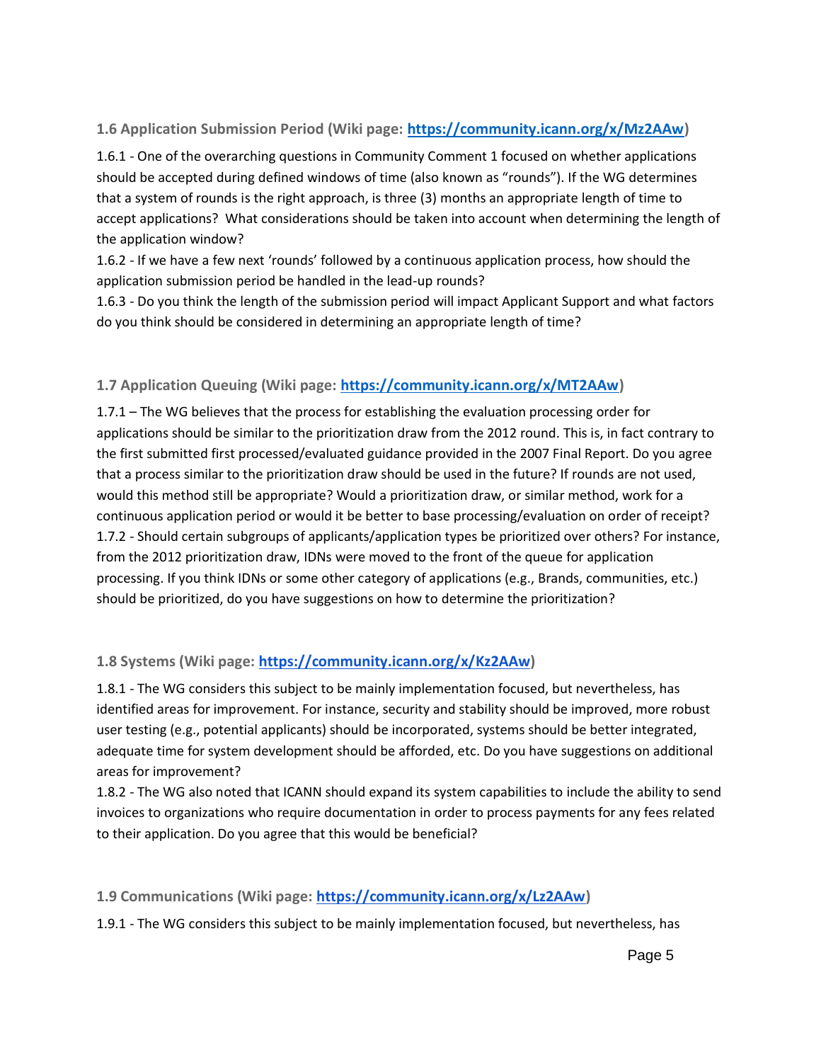### 1.6 Application Submission Period (Wiki page: [https://community.icann.org/x/Mz2AAw](https://community.icann.org/x/Mz2AAw))

1.6.1 - One of the overarching questions in Community Comment 1 focused on whether applications should be accepted during defined windows of time (also known as "rounds"). If the WG determines that a system of rounds is the right approach, is three (3) months an appropriate length of time to accept applications? What considerations should be taken into account when determining the length of the application window?

1.6.2 - If we have a few next 'rounds' followed by a continuous application process, how should the application submission period be handled in the lead-up rounds?

1.6.3 - Do you think the length of the submission period will impact Applicant Support and what factors do you think should be considered in determining an appropriate length of time?

### 1.7 Application Queuing (Wiki page: [https://community.icann.org/x/MT2AAw](https://community.icann.org/x/MT2AAw))

1.7.1 – The WG believes that the process for establishing the evaluation processing order for applications should be similar to the prioritization draw from the 2012 round. This is, in fact contrary to the first submitted first processed/evaluated guidance provided in the 2007 Final Report. Do you agree that a process similar to the prioritization draw should be used in the future? If rounds are not used, would this method still be appropriate? Would a prioritization draw, or similar method, work for a continuous application period or would it be better to base processing/evaluation on order of receipt?

1.7.2 - Should certain subgroups of applicants/application types be prioritized over others? For instance, from the 2012 prioritization draw, IDNs were moved to the front of the queue for application processing. If you think IDNs or some other category of applications (e.g., Brands, communities, etc.) should be prioritized, do you have suggestions on how to determine the prioritization?

### 1.8 Systems (Wiki page: [https://community.icann.org/x/Kz2AAw](https://community.icann.org/x/Kz2AAw))

1.8.1 - The WG considers this subject to be mainly implementation focused, but nevertheless, has identified areas for improvement. For instance, security and stability should be improved, more robust user testing (e.g., potential applicants) should be incorporated, systems should be better integrated, adequate time for system development should be afforded, etc. Do you have suggestions on additional areas for improvement?

1.8.2 - The WG also noted that ICANN should expand its system capabilities to include the ability to send invoices to organizations who require documentation in order to process payments for any fees related to their application. Do you agree that this would be beneficial?

### 1.9 Communications (Wiki page: [https://community.icann.org/x/Lz2AAw](https://community.icann.org/x/Lz2AAw))

1.9.1 - The WG considers this subject to be mainly implementation focused, but nevertheless, has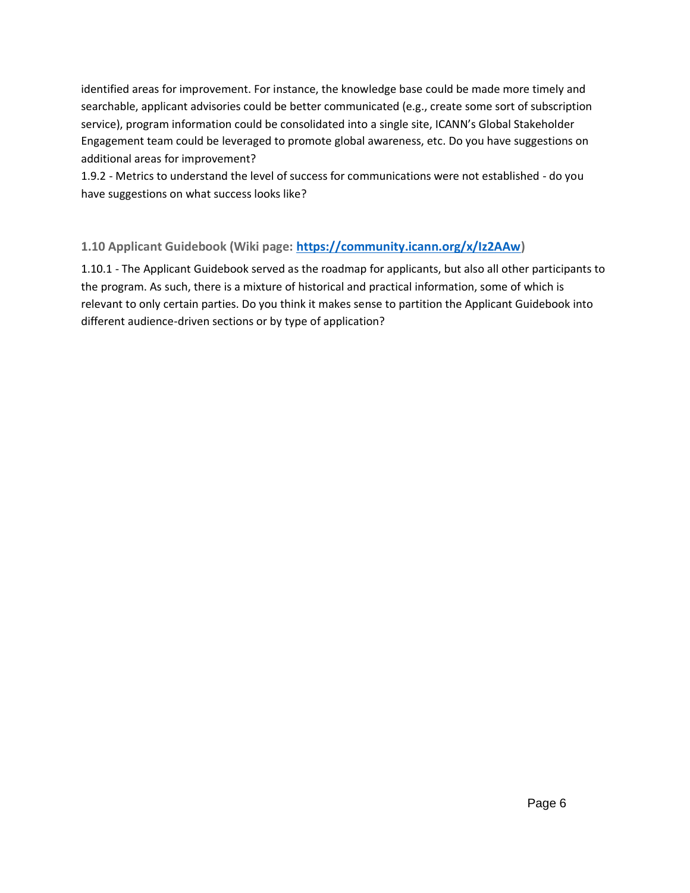identified areas for improvement. For instance, the knowledge base could be made more timely and searchable, applicant advisories could be better communicated (e.g., create some sort of subscription service), program information could be consolidated into a single site, ICANN's Global Stakeholder Engagement team could be leveraged to promote global awareness, etc. Do you have suggestions on additional areas for improvement?

1.9.2 - Metrics to understand the level of success for communications were not established - do you have suggestions on what success looks like?

### 1.10 Applicant Guidebook (Wiki page: [https://community.icann.org/x/Iz2AAw](https://community.icann.org/x/Iz2AAw))

1.10.1 - The Applicant Guidebook served as the roadmap for applicants, but also all other participants to the program. As such, there is a mixture of historical and practical information, some of which is relevant to only certain parties. Do you think it makes sense to partition the Applicant Guidebook into different audience-driven sections or by type of application?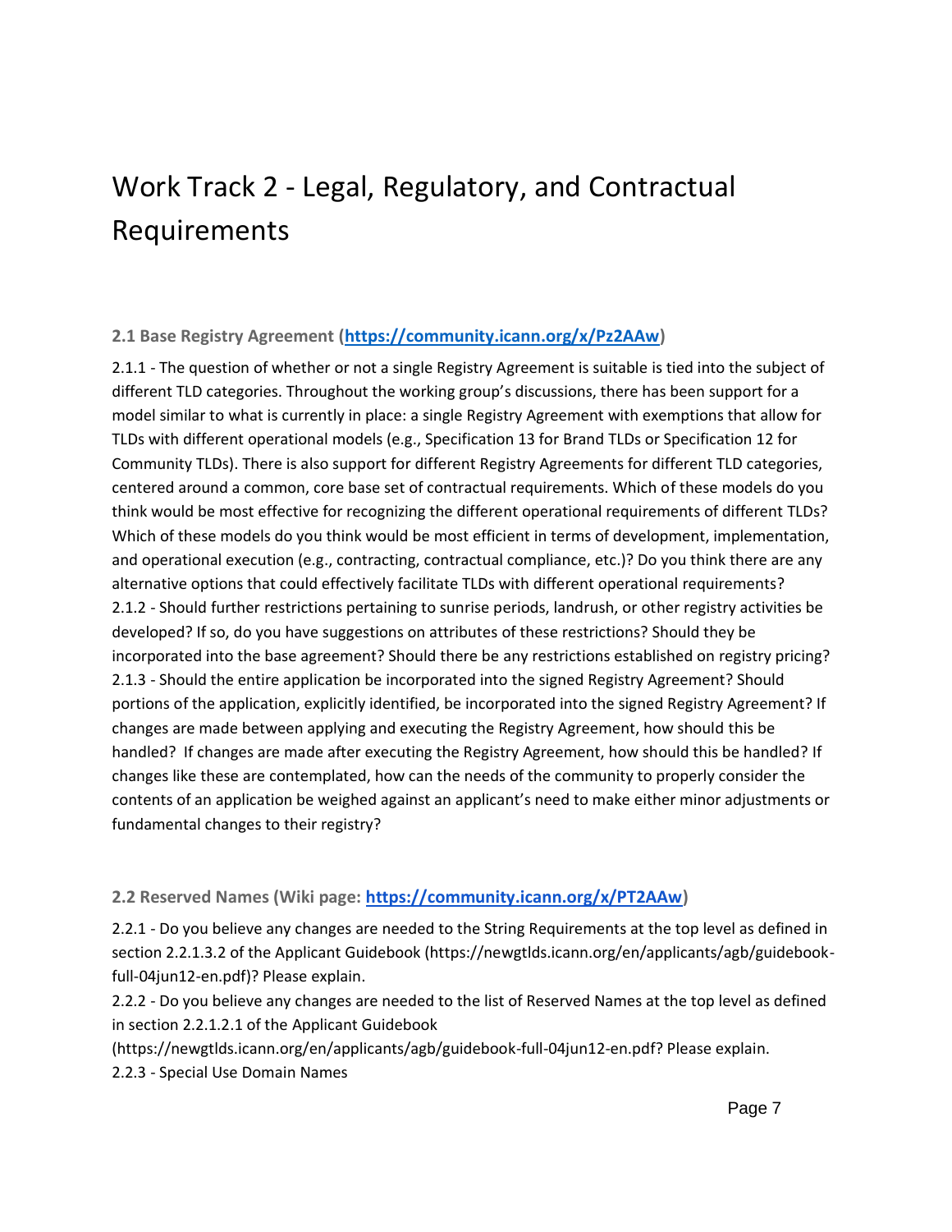# Work Track 2 - Legal, Regulatory, and Contractual Requirements

### 2.1 Base Registry Agreement ([https://community.icann.org/x/Pz2AAw](https://community.icann.org/x/Pz2AAw))

2.1.1 - The question of whether or not a single Registry Agreement is suitable is tied into the subject of different TLD categories. Throughout the working group's discussions, there has been support for a model similar to what is currently in place: a single Registry Agreement with exemptions that allow for TLDs with different operational models (e.g., Specification 13 for Brand TLDs or Specification 12 for Community TLDs). There is also support for different Registry Agreements for different TLD categories, centered around a common, core base set of contractual requirements. Which of these models do you think would be most effective for recognizing the different operational requirements of different TLDs? Which of these models do you think would be most efficient in terms of development, implementation, and operational execution (e.g., contracting, contractual compliance, etc.)? Do you think there are any alternative options that could effectively facilitate TLDs with different operational requirements?

2.1.2 - Should further restrictions pertaining to sunrise periods, landrush, or other registry activities be developed? If so, do you have suggestions on attributes of these restrictions? Should they be incorporated into the base agreement? Should there be any restrictions established on registry pricing?

2.1.3 - Should the entire application be incorporated into the signed Registry Agreement? Should portions of the application, explicitly identified, be incorporated into the signed Registry Agreement? If changes are made between applying and executing the Registry Agreement, how should this be handled? If changes are made after executing the Registry Agreement, how should this be handled? If changes like these are contemplated, how can the needs of the community to properly consider the contents of an application be weighed against an applicant's need to make either minor adjustments or fundamental changes to their registry?

### 2.2 Reserved Names (Wiki page: [https://community.icann.org/x/PT2AAw](https://community.icann.org/x/PT2AAw))

2.2.1 - Do you believe any changes are needed to the String Requirements at the top level as defined in section 2.2.1.3.2 of the Applicant Guidebook (https://newgtlds.icann.org/en/applicants/agb/guidebook-full-04jun12-en.pdf)? Please explain.

2.2.2 - Do you believe any changes are needed to the list of Reserved Names at the top level as defined in section 2.2.1.2.1 of the Applicant Guidebook (https://newgtlds.icann.org/en/applicants/agb/guidebook-full-04jun12-en.pdf? Please explain.

2.2.3 - Special Use Domain Names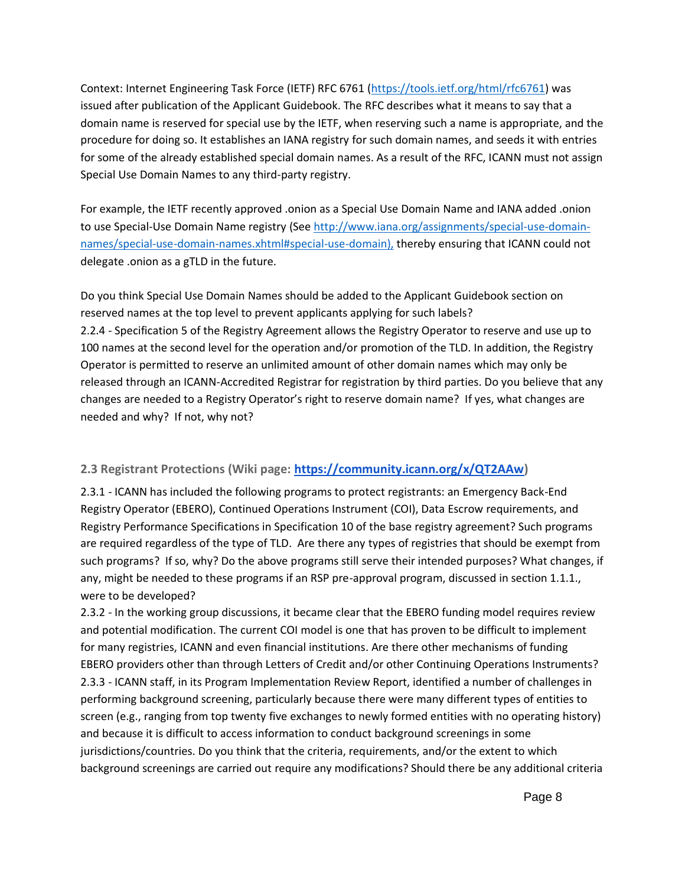Context: Internet Engineering Task Force (IETF) RFC 6761 ([https://tools.ietf.org/html/rfc6761](https://tools.ietf.org/html/rfc6761)) was issued after publication of the Applicant Guidebook. The RFC describes what it means to say that a domain name is reserved for special use by the IETF, when reserving such a name is appropriate, and the procedure for doing so. It establishes an IANA registry for such domain names, and seeds it with entries for some of the already established special domain names. As a result of the RFC, ICANN must not assign Special Use Domain Names to any third-party registry.

For example, the IETF recently approved .onion as a Special Use Domain Name and IANA added .onion to use Special-Use Domain Name registry (See [http://www.iana.org/assignments/special-use-domain-names/special-use-domain-names.xhtml#special-use-domain),](http://www.iana.org/assignments/special-use-domain-names/special-use-domain-names.xhtml#special-use-domain) thereby ensuring that ICANN could not delegate .onion as a gTLD in the future.

Do you think Special Use Domain Names should be added to the Applicant Guidebook section on reserved names at the top level to prevent applicants applying for such labels?

2.2.4 - Specification 5 of the Registry Agreement allows the Registry Operator to reserve and use up to 100 names at the second level for the operation and/or promotion of the TLD. In addition, the Registry Operator is permitted to reserve an unlimited amount of other domain names which may only be released through an ICANN-Accredited Registrar for registration by third parties. Do you believe that any changes are needed to a Registry Operator's right to reserve domain name? If yes, what changes are needed and why? If not, why not?

### 2.3 Registrant Protections (Wiki page: [https://community.icann.org/x/QT2AAw](https://community.icann.org/x/QT2AAw))

2.3.1 - ICANN has included the following programs to protect registrants: an Emergency Back-End Registry Operator (EBERO), Continued Operations Instrument (COI), Data Escrow requirements, and Registry Performance Specifications in Specification 10 of the base registry agreement? Such programs are required regardless of the type of TLD. Are there any types of registries that should be exempt from such programs? If so, why? Do the above programs still serve their intended purposes? What changes, if any, might be needed to these programs if an RSP pre-approval program, discussed in section 1.1.1., were to be developed?

2.3.2 - In the working group discussions, it became clear that the EBERO funding model requires review and potential modification. The current COI model is one that has proven to be difficult to implement for many registries, ICANN and even financial institutions. Are there other mechanisms of funding EBERO providers other than through Letters of Credit and/or other Continuing Operations Instruments?

2.3.3 - ICANN staff, in its Program Implementation Review Report, identified a number of challenges in performing background screening, particularly because there were many different types of entities to screen (e.g., ranging from top twenty five exchanges to newly formed entities with no operating history) and because it is difficult to access information to conduct background screenings in some jurisdictions/countries. Do you think that the criteria, requirements, and/or the extent to which background screenings are carried out require any modifications? Should there be any additional criteria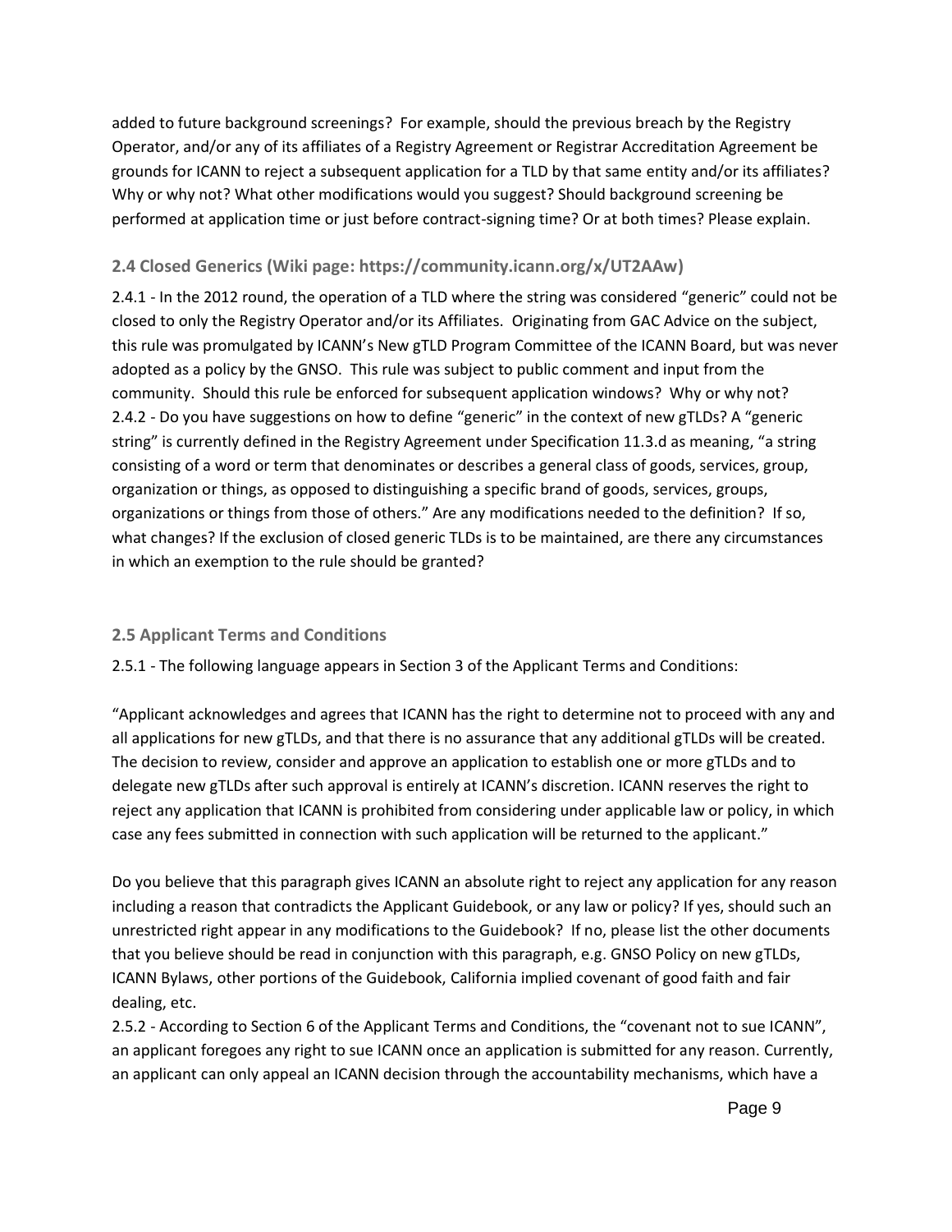added to future background screenings? For example, should the previous breach by the Registry Operator, and/or any of its affiliates of a Registry Agreement or Registrar Accreditation Agreement be grounds for ICANN to reject a subsequent application for a TLD by that same entity and/or its affiliates? Why or why not? What other modifications would you suggest? Should background screening be performed at application time or just before contract-signing time? Or at both times? Please explain.

### 2.4 Closed Generics (Wiki page: https://community.icann.org/x/UT2AAw)

2.4.1 - In the 2012 round, the operation of a TLD where the string was considered "generic" could not be closed to only the Registry Operator and/or its Affiliates. Originating from GAC Advice on the subject, this rule was promulgated by ICANN's New gTLD Program Committee of the ICANN Board, but was never adopted as a policy by the GNSO. This rule was subject to public comment and input from the community. Should this rule be enforced for subsequent application windows? Why or why not?
2.4.2 - Do you have suggestions on how to define "generic" in the context of new gTLDs? A "generic string" is currently defined in the Registry Agreement under Specification 11.3.d as meaning, "a string consisting of a word or term that denominates or describes a general class of goods, services, group, organization or things, as opposed to distinguishing a specific brand of goods, services, groups, organizations or things from those of others." Are any modifications needed to the definition? If so, what changes? If the exclusion of closed generic TLDs is to be maintained, are there any circumstances in which an exemption to the rule should be granted?

### 2.5 Applicant Terms and Conditions

2.5.1 - The following language appears in Section 3 of the Applicant Terms and Conditions:

"Applicant acknowledges and agrees that ICANN has the right to determine not to proceed with any and all applications for new gTLDs, and that there is no assurance that any additional gTLDs will be created. The decision to review, consider and approve an application to establish one or more gTLDs and to delegate new gTLDs after such approval is entirely at ICANN's discretion. ICANN reserves the right to reject any application that ICANN is prohibited from considering under applicable law or policy, in which case any fees submitted in connection with such application will be returned to the applicant."

Do you believe that this paragraph gives ICANN an absolute right to reject any application for any reason including a reason that contradicts the Applicant Guidebook, or any law or policy? If yes, should such an unrestricted right appear in any modifications to the Guidebook? If no, please list the other documents that you believe should be read in conjunction with this paragraph, e.g. GNSO Policy on new gTLDs, ICANN Bylaws, other portions of the Guidebook, California implied covenant of good faith and fair dealing, etc.
2.5.2 - According to Section 6 of the Applicant Terms and Conditions, the "covenant not to sue ICANN", an applicant foregoes any right to sue ICANN once an application is submitted for any reason. Currently, an applicant can only appeal an ICANN decision through the accountability mechanisms, which have a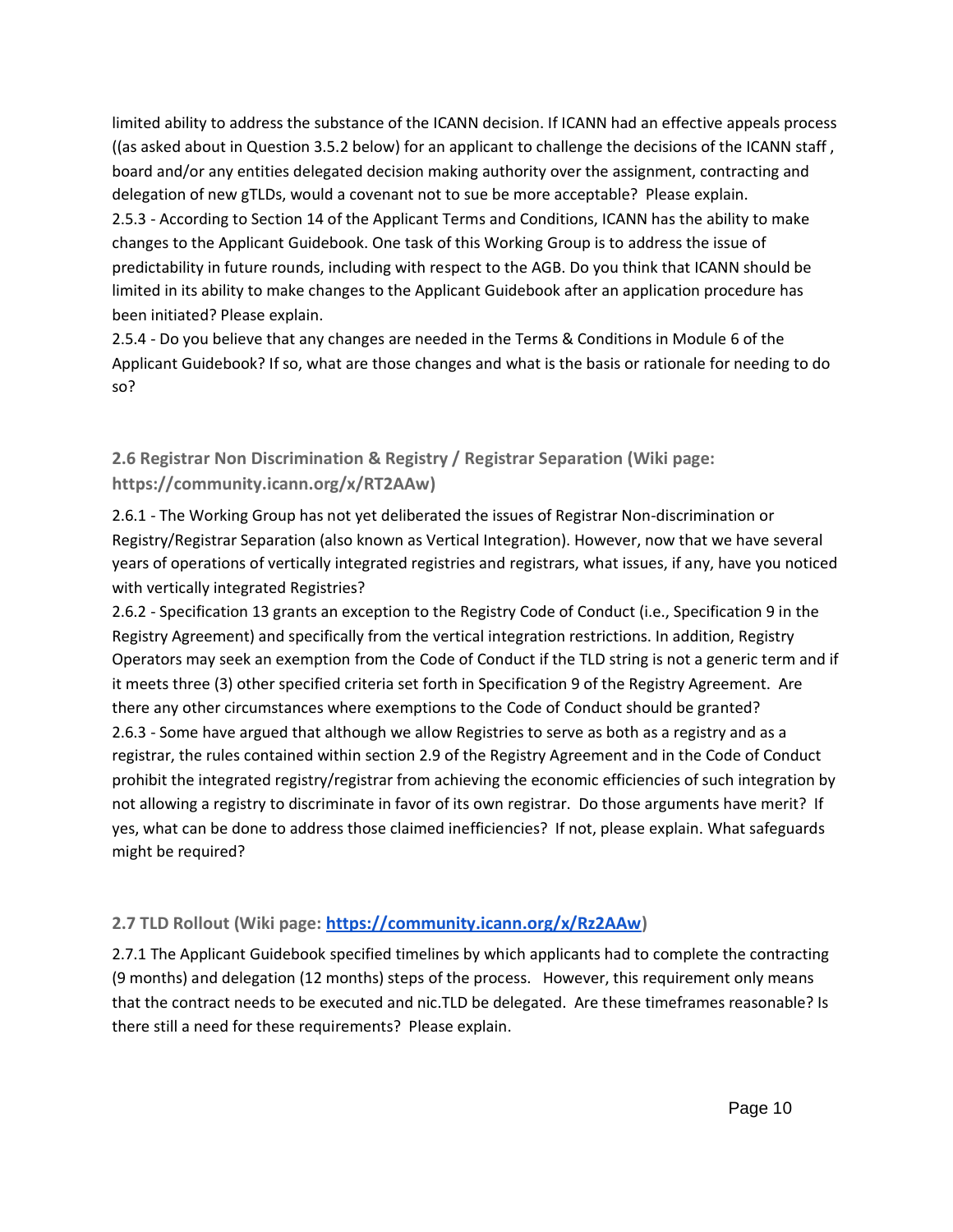limited ability to address the substance of the ICANN decision. If ICANN had an effective appeals process ((as asked about in Question 3.5.2 below) for an applicant to challenge the decisions of the ICANN staff , board and/or any entities delegated decision making authority over the assignment, contracting and delegation of new gTLDs, would a covenant not to sue be more acceptable? Please explain.

2.5.3 - According to Section 14 of the Applicant Terms and Conditions, ICANN has the ability to make changes to the Applicant Guidebook. One task of this Working Group is to address the issue of predictability in future rounds, including with respect to the AGB. Do you think that ICANN should be limited in its ability to make changes to the Applicant Guidebook after an application procedure has been initiated? Please explain.

2.5.4 - Do you believe that any changes are needed in the Terms & Conditions in Module 6 of the Applicant Guidebook? If so, what are those changes and what is the basis or rationale for needing to do so?

### 2.6 Registrar Non Discrimination & Registry / Registrar Separation (Wiki page: https://community.icann.org/x/RT2AAw)

2.6.1 - The Working Group has not yet deliberated the issues of Registrar Non-discrimination or Registry/Registrar Separation (also known as Vertical Integration). However, now that we have several years of operations of vertically integrated registries and registrars, what issues, if any, have you noticed with vertically integrated Registries?

2.6.2 - Specification 13 grants an exception to the Registry Code of Conduct (i.e., Specification 9 in the Registry Agreement) and specifically from the vertical integration restrictions. In addition, Registry Operators may seek an exemption from the Code of Conduct if the TLD string is not a generic term and if it meets three (3) other specified criteria set forth in Specification 9 of the Registry Agreement. Are there any other circumstances where exemptions to the Code of Conduct should be granted?

2.6.3 - Some have argued that although we allow Registries to serve as both as a registry and as a registrar, the rules contained within section 2.9 of the Registry Agreement and in the Code of Conduct prohibit the integrated registry/registrar from achieving the economic efficiencies of such integration by not allowing a registry to discriminate in favor of its own registrar. Do those arguments have merit? If yes, what can be done to address those claimed inefficiencies? If not, please explain. What safeguards might be required?

### 2.7 TLD Rollout (Wiki page: [https://community.icann.org/x/Rz2AAw](https://community.icann.org/x/Rz2AAw))

2.7.1 The Applicant Guidebook specified timelines by which applicants had to complete the contracting (9 months) and delegation (12 months) steps of the process. However, this requirement only means that the contract needs to be executed and nic.TLD be delegated. Are these timeframes reasonable? Is there still a need for these requirements? Please explain.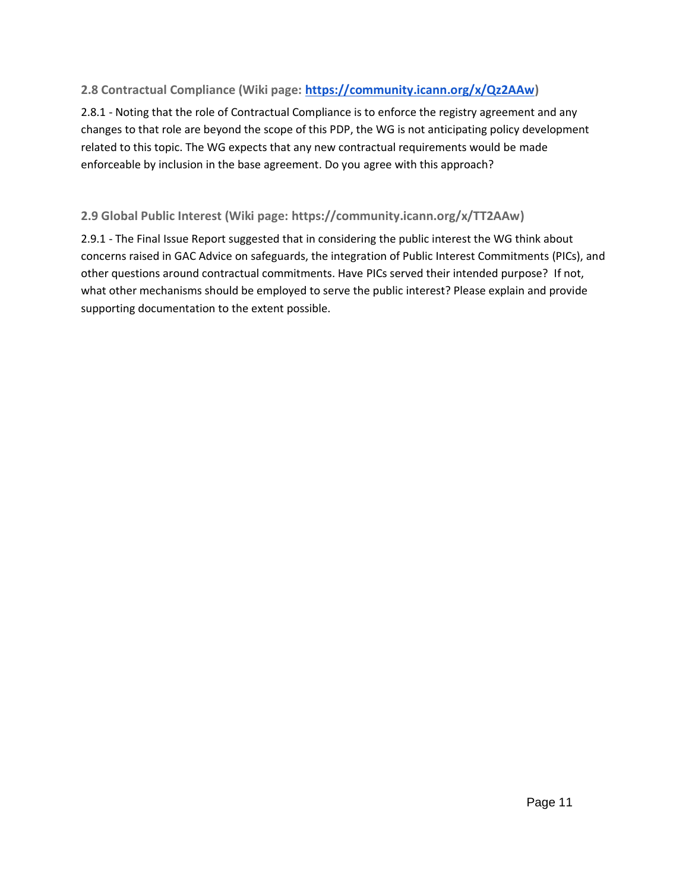### 2.8 Contractual Compliance (Wiki page: [https://community.icann.org/x/Qz2AAw](https://community.icann.org/x/Qz2AAw))

2.8.1 - Noting that the role of Contractual Compliance is to enforce the registry agreement and any changes to that role are beyond the scope of this PDP, the WG is not anticipating policy development related to this topic. The WG expects that any new contractual requirements would be made enforceable by inclusion in the base agreement. Do you agree with this approach?

### 2.9 Global Public Interest (Wiki page: https://community.icann.org/x/TT2AAw)

2.9.1 - The Final Issue Report suggested that in considering the public interest the WG think about concerns raised in GAC Advice on safeguards, the integration of Public Interest Commitments (PICs), and other questions around contractual commitments. Have PICs served their intended purpose? If not, what other mechanisms should be employed to serve the public interest? Please explain and provide supporting documentation to the extent possible.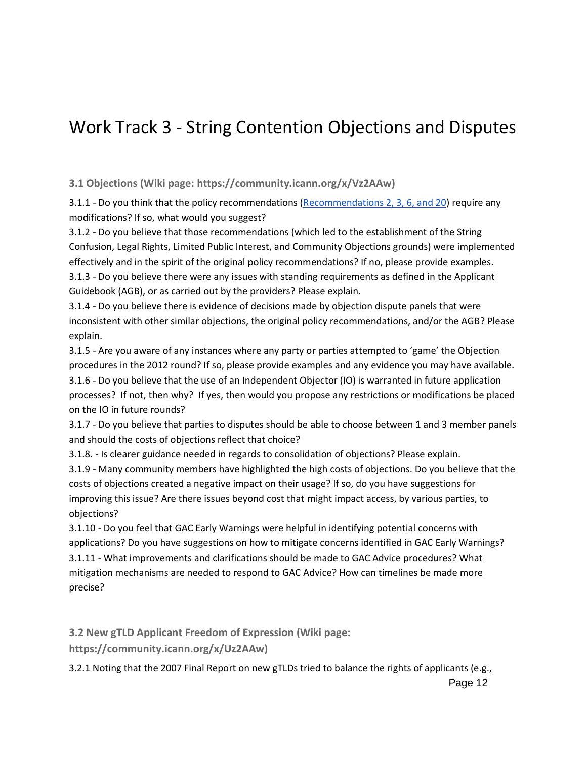# Work Track 3 - String Contention Objections and Disputes

### 3.1 Objections (Wiki page: https://community.icann.org/x/Vz2AAw)

3.1.1 - Do you think that the policy recommendations (Recommendations 2, 3, 6, and 20) require any modifications? If so, what would you suggest?

3.1.2 - Do you believe that those recommendations (which led to the establishment of the String Confusion, Legal Rights, Limited Public Interest, and Community Objections grounds) were implemented effectively and in the spirit of the original policy recommendations? If no, please provide examples.

3.1.3 - Do you believe there were any issues with standing requirements as defined in the Applicant Guidebook (AGB), or as carried out by the providers? Please explain.

3.1.4 - Do you believe there is evidence of decisions made by objection dispute panels that were inconsistent with other similar objections, the original policy recommendations, and/or the AGB? Please explain.

3.1.5 - Are you aware of any instances where any party or parties attempted to 'game' the Objection procedures in the 2012 round? If so, please provide examples and any evidence you may have available.

3.1.6 - Do you believe that the use of an Independent Objector (IO) is warranted in future application processes? If not, then why? If yes, then would you propose any restrictions or modifications be placed on the IO in future rounds?

3.1.7 - Do you believe that parties to disputes should be able to choose between 1 and 3 member panels and should the costs of objections reflect that choice?

3.1.8. - Is clearer guidance needed in regards to consolidation of objections? Please explain.

3.1.9 - Many community members have highlighted the high costs of objections. Do you believe that the costs of objections created a negative impact on their usage? If so, do you have suggestions for improving this issue? Are there issues beyond cost that might impact access, by various parties, to objections?

3.1.10 - Do you feel that GAC Early Warnings were helpful in identifying potential concerns with applications? Do you have suggestions on how to mitigate concerns identified in GAC Early Warnings?

3.1.11 - What improvements and clarifications should be made to GAC Advice procedures? What mitigation mechanisms are needed to respond to GAC Advice? How can timelines be made more precise?

### 3.2 New gTLD Applicant Freedom of Expression (Wiki page: https://community.icann.org/x/Uz2AAw)

3.2.1 Noting that the 2007 Final Report on new gTLDs tried to balance the rights of applicants (e.g.,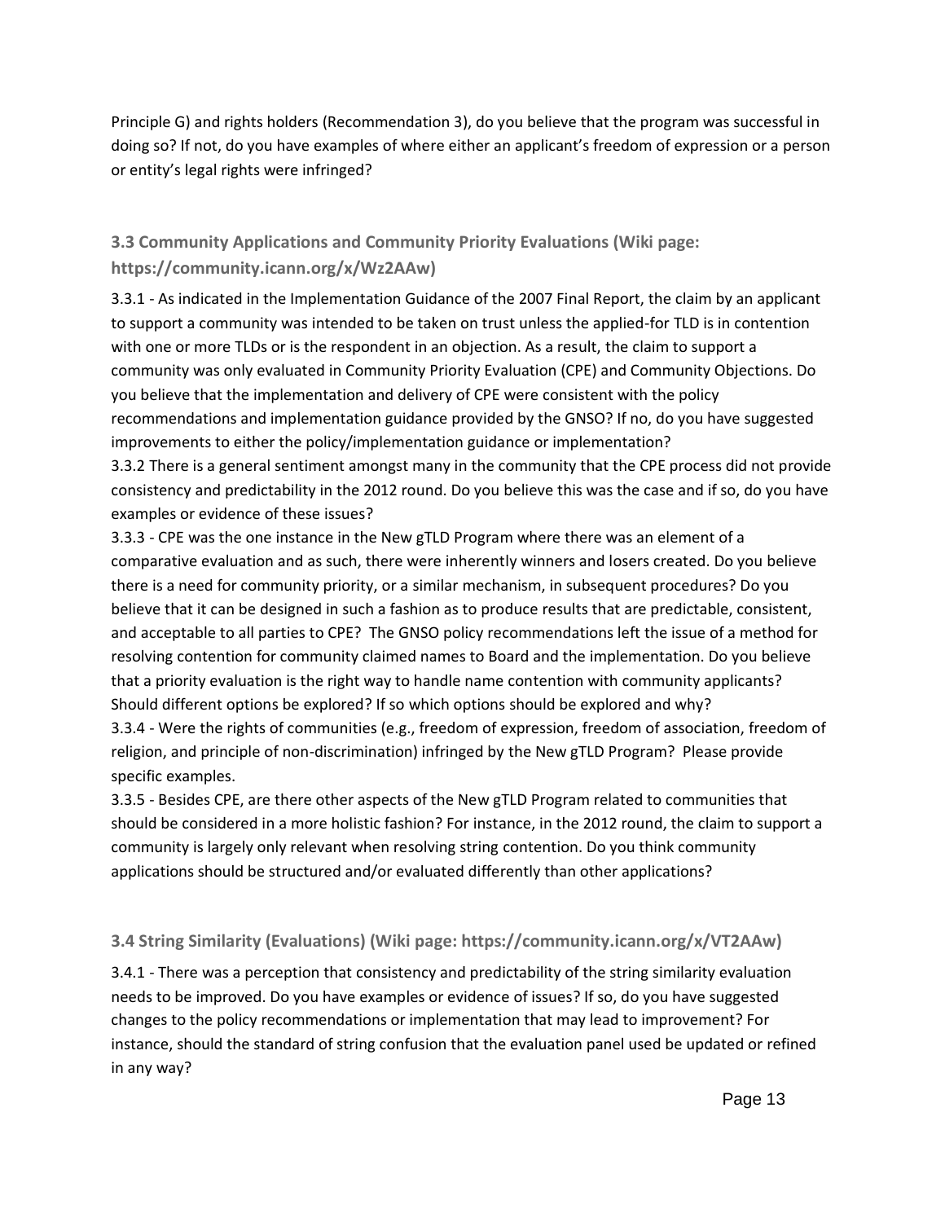Principle G) and rights holders (Recommendation 3), do you believe that the program was successful in doing so? If not, do you have examples of where either an applicant's freedom of expression or a person or entity's legal rights were infringed?

### 3.3 Community Applications and Community Priority Evaluations (Wiki page: https://community.icann.org/x/Wz2AAw)

3.3.1 - As indicated in the Implementation Guidance of the 2007 Final Report, the claim by an applicant to support a community was intended to be taken on trust unless the applied-for TLD is in contention with one or more TLDs or is the respondent in an objection. As a result, the claim to support a community was only evaluated in Community Priority Evaluation (CPE) and Community Objections. Do you believe that the implementation and delivery of CPE were consistent with the policy recommendations and implementation guidance provided by the GNSO? If no, do you have suggested improvements to either the policy/implementation guidance or implementation?

3.3.2 There is a general sentiment amongst many in the community that the CPE process did not provide consistency and predictability in the 2012 round. Do you believe this was the case and if so, do you have examples or evidence of these issues?

3.3.3 - CPE was the one instance in the New gTLD Program where there was an element of a comparative evaluation and as such, there were inherently winners and losers created. Do you believe there is a need for community priority, or a similar mechanism, in subsequent procedures? Do you believe that it can be designed in such a fashion as to produce results that are predictable, consistent, and acceptable to all parties to CPE? The GNSO policy recommendations left the issue of a method for resolving contention for community claimed names to Board and the implementation. Do you believe that a priority evaluation is the right way to handle name contention with community applicants? Should different options be explored? If so which options should be explored and why?

3.3.4 - Were the rights of communities (e.g., freedom of expression, freedom of association, freedom of religion, and principle of non-discrimination) infringed by the New gTLD Program? Please provide specific examples.

3.3.5 - Besides CPE, are there other aspects of the New gTLD Program related to communities that should be considered in a more holistic fashion? For instance, in the 2012 round, the claim to support a community is largely only relevant when resolving string contention. Do you think community applications should be structured and/or evaluated differently than other applications?

### 3.4 String Similarity (Evaluations) (Wiki page: https://community.icann.org/x/VT2AAw)

3.4.1 - There was a perception that consistency and predictability of the string similarity evaluation needs to be improved. Do you have examples or evidence of issues? If so, do you have suggested changes to the policy recommendations or implementation that may lead to improvement? For instance, should the standard of string confusion that the evaluation panel used be updated or refined in any way?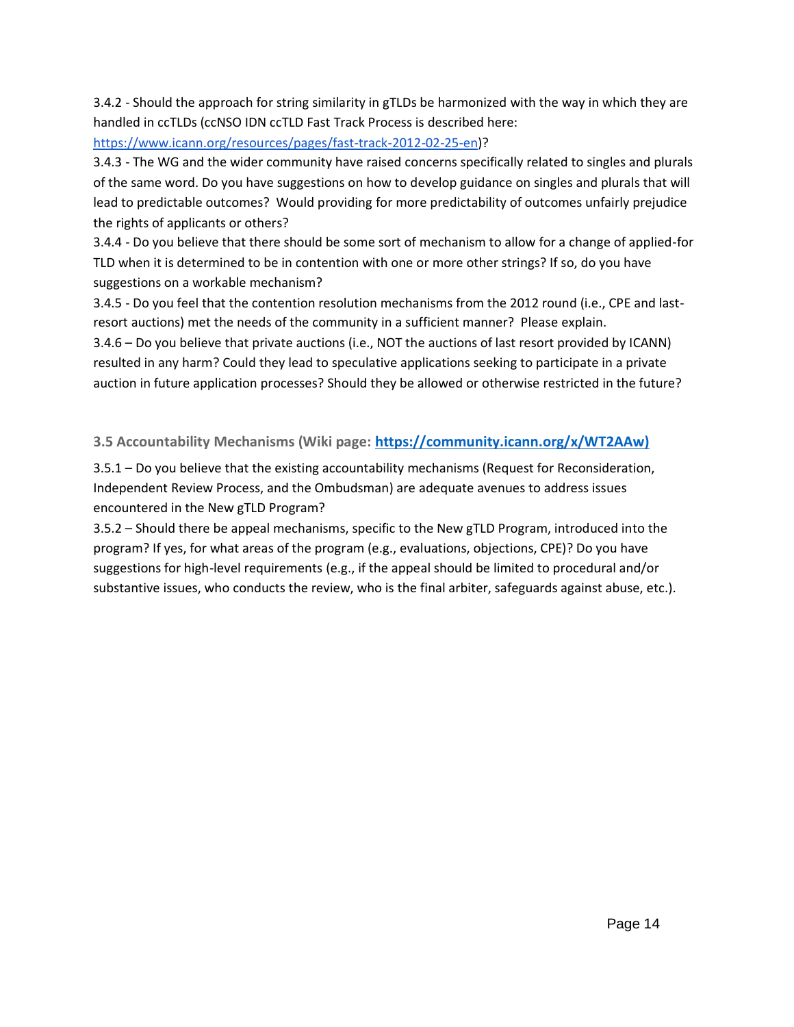3.4.2 - Should the approach for string similarity in gTLDs be harmonized with the way in which they are handled in ccTLDs (ccNSO IDN ccTLD Fast Track Process is described here: [https://www.icann.org/resources/pages/fast-track-2012-02-25-en](https://www.icann.org/resources/pages/fast-track-2012-02-25-en))?

3.4.3 - The WG and the wider community have raised concerns specifically related to singles and plurals of the same word. Do you have suggestions on how to develop guidance on singles and plurals that will lead to predictable outcomes? Would providing for more predictability of outcomes unfairly prejudice the rights of applicants or others?

3.4.4 - Do you believe that there should be some sort of mechanism to allow for a change of applied-for TLD when it is determined to be in contention with one or more other strings? If so, do you have suggestions on a workable mechanism?

3.4.5 - Do you feel that the contention resolution mechanisms from the 2012 round (i.e., CPE and last-resort auctions) met the needs of the community in a sufficient manner? Please explain.

3.4.6 – Do you believe that private auctions (i.e., NOT the auctions of last resort provided by ICANN) resulted in any harm? Could they lead to speculative applications seeking to participate in a private auction in future application processes? Should they be allowed or otherwise restricted in the future?

### 3.5 Accountability Mechanisms (Wiki page: [https://community.icann.org/x/WT2AAw](https://community.icann.org/x/WT2AAw))

3.5.1 – Do you believe that the existing accountability mechanisms (Request for Reconsideration, Independent Review Process, and the Ombudsman) are adequate avenues to address issues encountered in the New gTLD Program?

3.5.2 – Should there be appeal mechanisms, specific to the New gTLD Program, introduced into the program? If yes, for what areas of the program (e.g., evaluations, objections, CPE)? Do you have suggestions for high-level requirements (e.g., if the appeal should be limited to procedural and/or substantive issues, who conducts the review, who is the final arbiter, safeguards against abuse, etc.).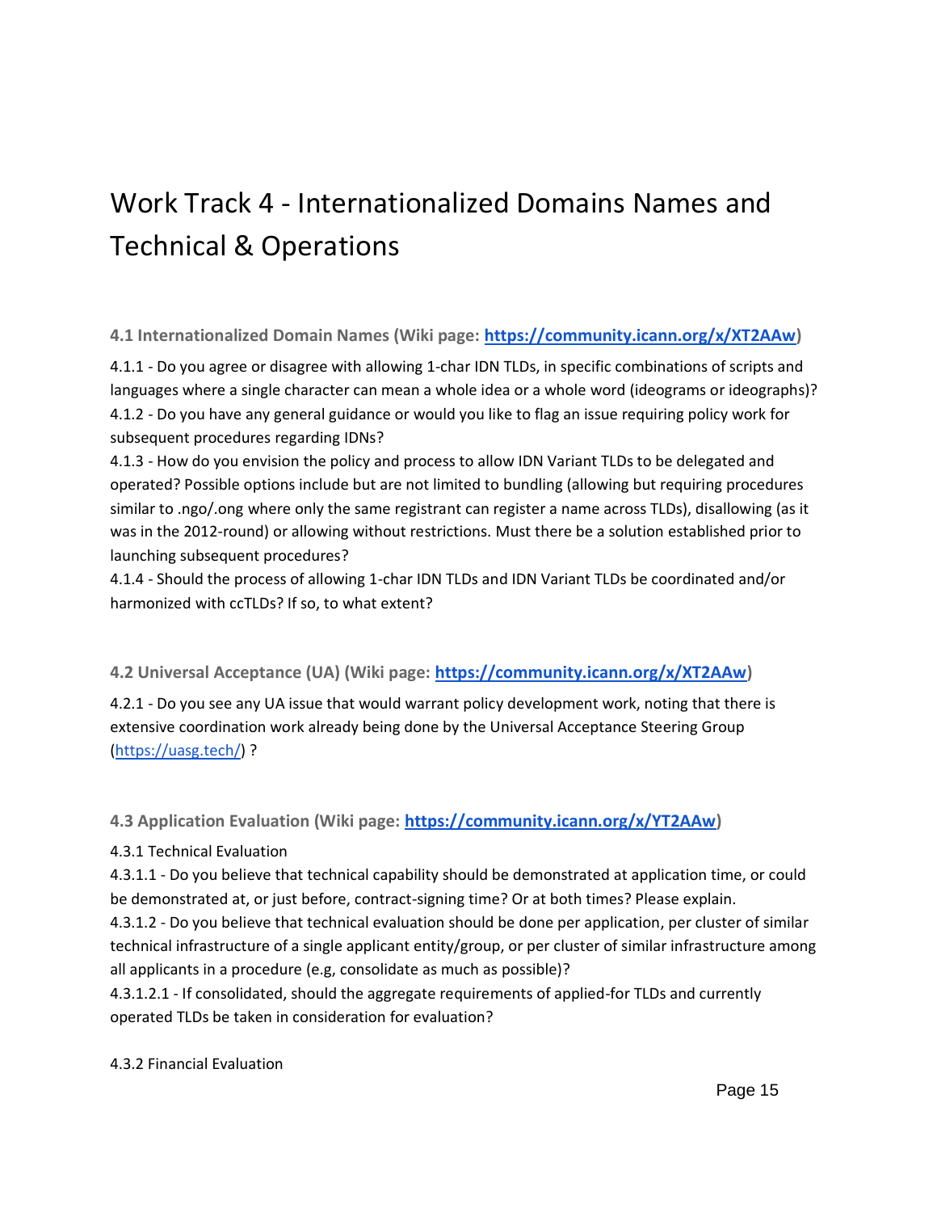# Work Track 4 - Internationalized Domains Names and Technical & Operations

### 4.1 Internationalized Domain Names (Wiki page: [https://community.icann.org/x/XT2AAw](https://community.icann.org/x/XT2AAw))

4.1.1 - Do you agree or disagree with allowing 1-char IDN TLDs, in specific combinations of scripts and languages where a single character can mean a whole idea or a whole word (ideograms or ideographs)?
4.1.2 - Do you have any general guidance or would you like to flag an issue requiring policy work for subsequent procedures regarding IDNs?
4.1.3 - How do you envision the policy and process to allow IDN Variant TLDs to be delegated and operated? Possible options include but are not limited to bundling (allowing but requiring procedures similar to .ngo/.ong where only the same registrant can register a name across TLDs), disallowing (as it was in the 2012-round) or allowing without restrictions. Must there be a solution established prior to launching subsequent procedures?
4.1.4 - Should the process of allowing 1-char IDN TLDs and IDN Variant TLDs be coordinated and/or harmonized with ccTLDs? If so, to what extent?

### 4.2 Universal Acceptance (UA) (Wiki page: [https://community.icann.org/x/XT2AAw](https://community.icann.org/x/XT2AAw))

4.2.1 - Do you see any UA issue that would warrant policy development work, noting that there is extensive coordination work already being done by the Universal Acceptance Steering Group ([https://uasg.tech/](https://uasg.tech/)) ?

### 4.3 Application Evaluation (Wiki page: [https://community.icann.org/x/YT2AAw](https://community.icann.org/x/YT2AAw))

4.3.1 Technical Evaluation

4.3.1.1 - Do you believe that technical capability should be demonstrated at application time, or could be demonstrated at, or just before, contract-signing time? Or at both times? Please explain.
4.3.1.2 - Do you believe that technical evaluation should be done per application, per cluster of similar technical infrastructure of a single applicant entity/group, or per cluster of similar infrastructure among all applicants in a procedure (e.g, consolidate as much as possible)?
4.3.1.2.1 - If consolidated, should the aggregate requirements of applied-for TLDs and currently operated TLDs be taken in consideration for evaluation?

4.3.2 Financial Evaluation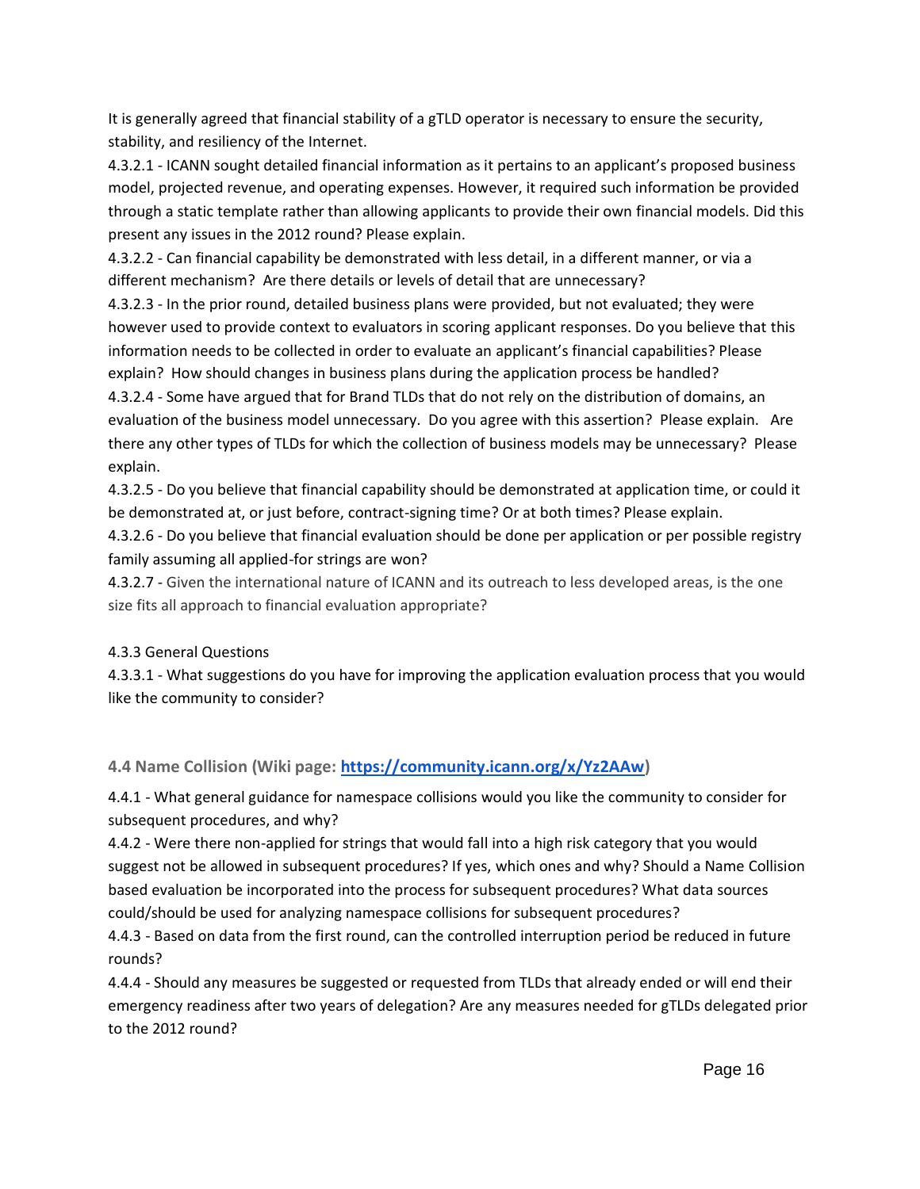It is generally agreed that financial stability of a gTLD operator is necessary to ensure the security, stability, and resiliency of the Internet.

4.3.2.1 - ICANN sought detailed financial information as it pertains to an applicant's proposed business model, projected revenue, and operating expenses. However, it required such information be provided through a static template rather than allowing applicants to provide their own financial models. Did this present any issues in the 2012 round? Please explain.

4.3.2.2 - Can financial capability be demonstrated with less detail, in a different manner, or via a different mechanism? Are there details or levels of detail that are unnecessary?

4.3.2.3 - In the prior round, detailed business plans were provided, but not evaluated; they were however used to provide context to evaluators in scoring applicant responses. Do you believe that this information needs to be collected in order to evaluate an applicant's financial capabilities? Please explain? How should changes in business plans during the application process be handled?

4.3.2.4 - Some have argued that for Brand TLDs that do not rely on the distribution of domains, an evaluation of the business model unnecessary. Do you agree with this assertion? Please explain. Are there any other types of TLDs for which the collection of business models may be unnecessary? Please explain.

4.3.2.5 - Do you believe that financial capability should be demonstrated at application time, or could it be demonstrated at, or just before, contract-signing time? Or at both times? Please explain.

4.3.2.6 - Do you believe that financial evaluation should be done per application or per possible registry family assuming all applied-for strings are won?

4.3.2.7 - Given the international nature of ICANN and its outreach to less developed areas, is the one size fits all approach to financial evaluation appropriate?

4.3.3 General Questions

4.3.3.1 - What suggestions do you have for improving the application evaluation process that you would like the community to consider?

### 4.4 Name Collision (Wiki page: https://community.icann.org/x/Yz2AAw)

4.4.1 - What general guidance for namespace collisions would you like the community to consider for subsequent procedures, and why?

4.4.2 - Were there non-applied for strings that would fall into a high risk category that you would suggest not be allowed in subsequent procedures? If yes, which ones and why? Should a Name Collision based evaluation be incorporated into the process for subsequent procedures? What data sources could/should be used for analyzing namespace collisions for subsequent procedures?

4.4.3 - Based on data from the first round, can the controlled interruption period be reduced in future rounds?

4.4.4 - Should any measures be suggested or requested from TLDs that already ended or will end their emergency readiness after two years of delegation? Are any measures needed for gTLDs delegated prior to the 2012 round?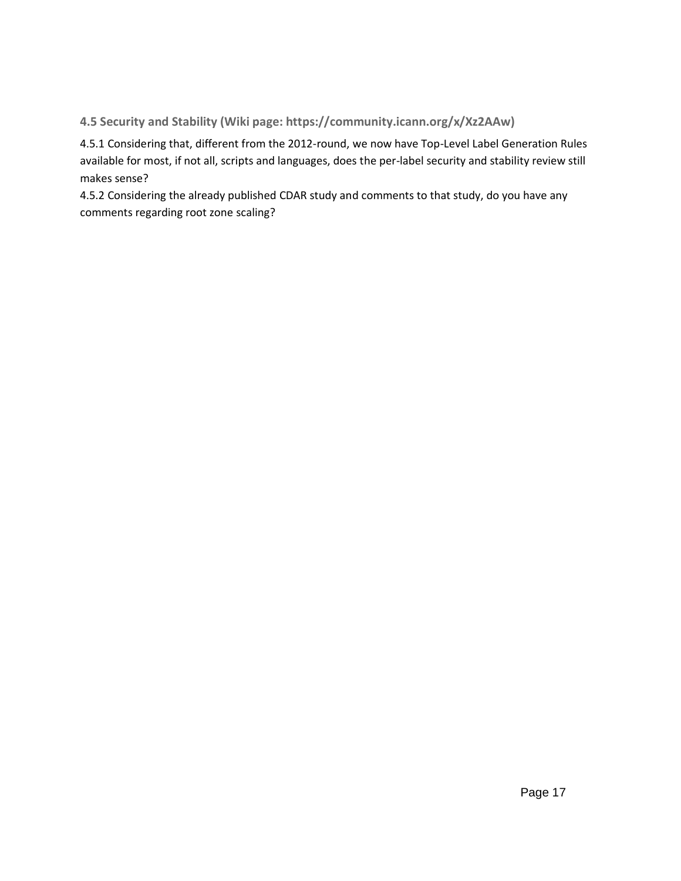### 4.5 Security and Stability (Wiki page: https://community.icann.org/x/Xz2AAw)

4.5.1 Considering that, different from the 2012-round, we now have Top-Level Label Generation Rules available for most, if not all, scripts and languages, does the per-label security and stability review still makes sense?

4.5.2 Considering the already published CDAR study and comments to that study, do you have any comments regarding root zone scaling?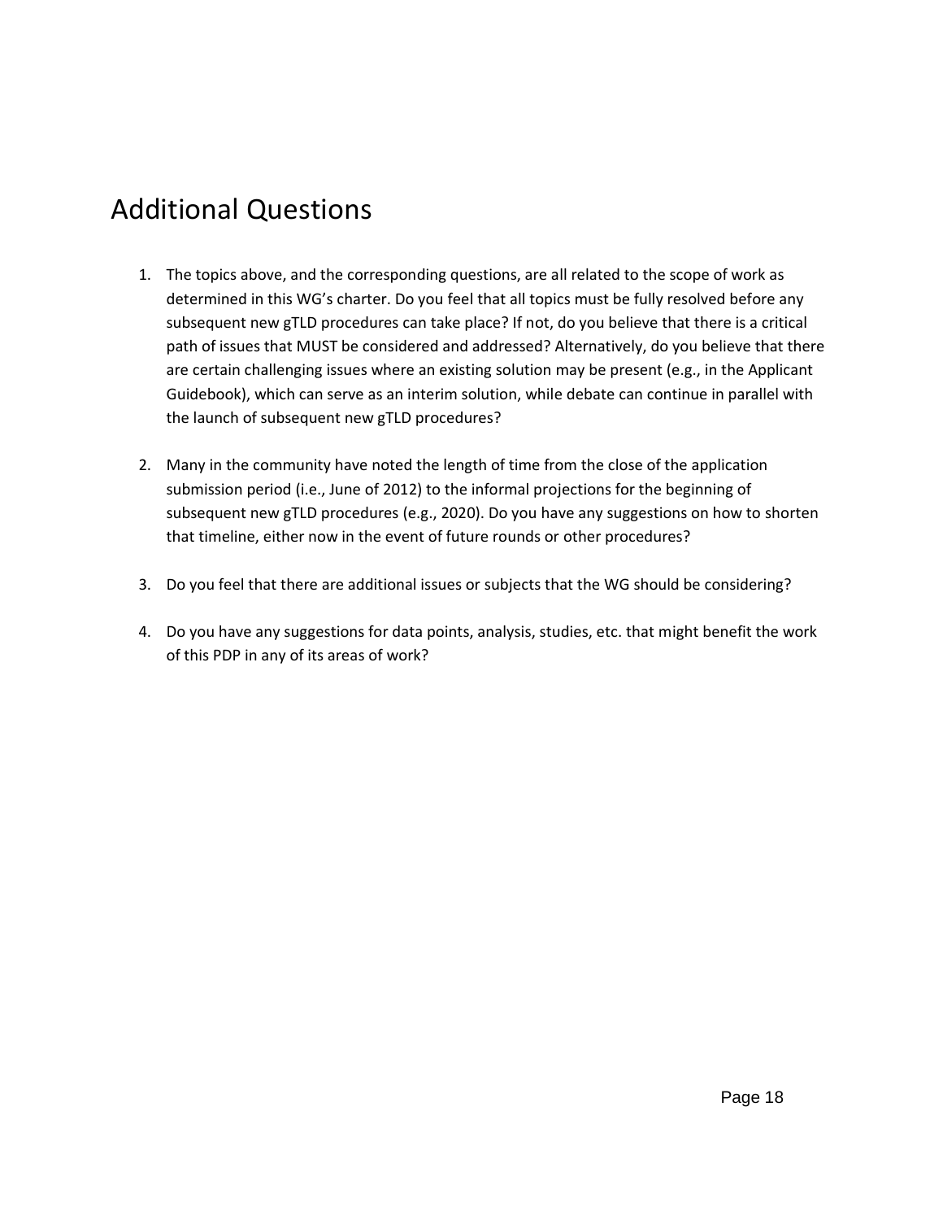# Additional Questions

1. The topics above, and the corresponding questions, are all related to the scope of work as determined in this WG's charter. Do you feel that all topics must be fully resolved before any subsequent new gTLD procedures can take place? If not, do you believe that there is a critical path of issues that MUST be considered and addressed? Alternatively, do you believe that there are certain challenging issues where an existing solution may be present (e.g., in the Applicant Guidebook), which can serve as an interim solution, while debate can continue in parallel with the launch of subsequent new gTLD procedures?

2. Many in the community have noted the length of time from the close of the application submission period (i.e., June of 2012) to the informal projections for the beginning of subsequent new gTLD procedures (e.g., 2020). Do you have any suggestions on how to shorten that timeline, either now in the event of future rounds or other procedures?

3. Do you feel that there are additional issues or subjects that the WG should be considering?

4. Do you have any suggestions for data points, analysis, studies, etc. that might benefit the work of this PDP in any of its areas of work?